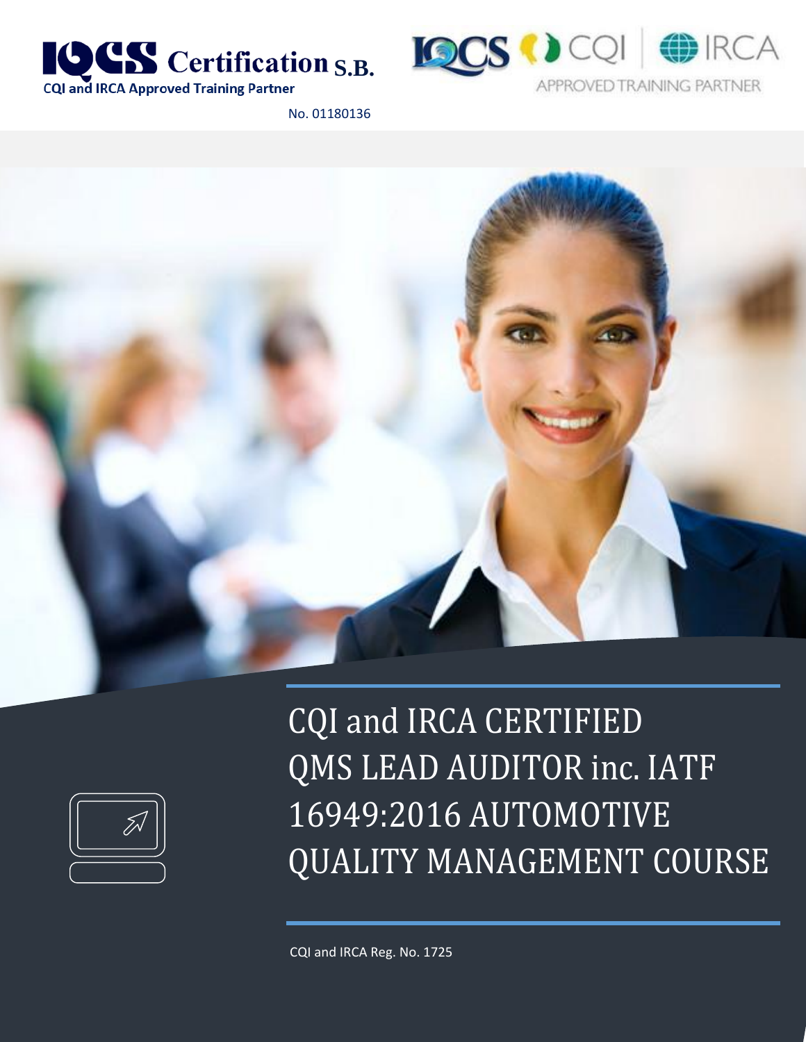IQCS Certification S.B.

CQI and IRCA Approved Training Partner

No. 01180136

IQCS CQI | IRCA

APPROVED TRAINING PARTNER

# CQI and IRCA CERTIFIED QMS LEAD AUDITOR inc. IATF 16949:2016 AUTOMOTIVE QUALITY MANAGEMENT COURSE

CQI and IRCA Reg. No. 1725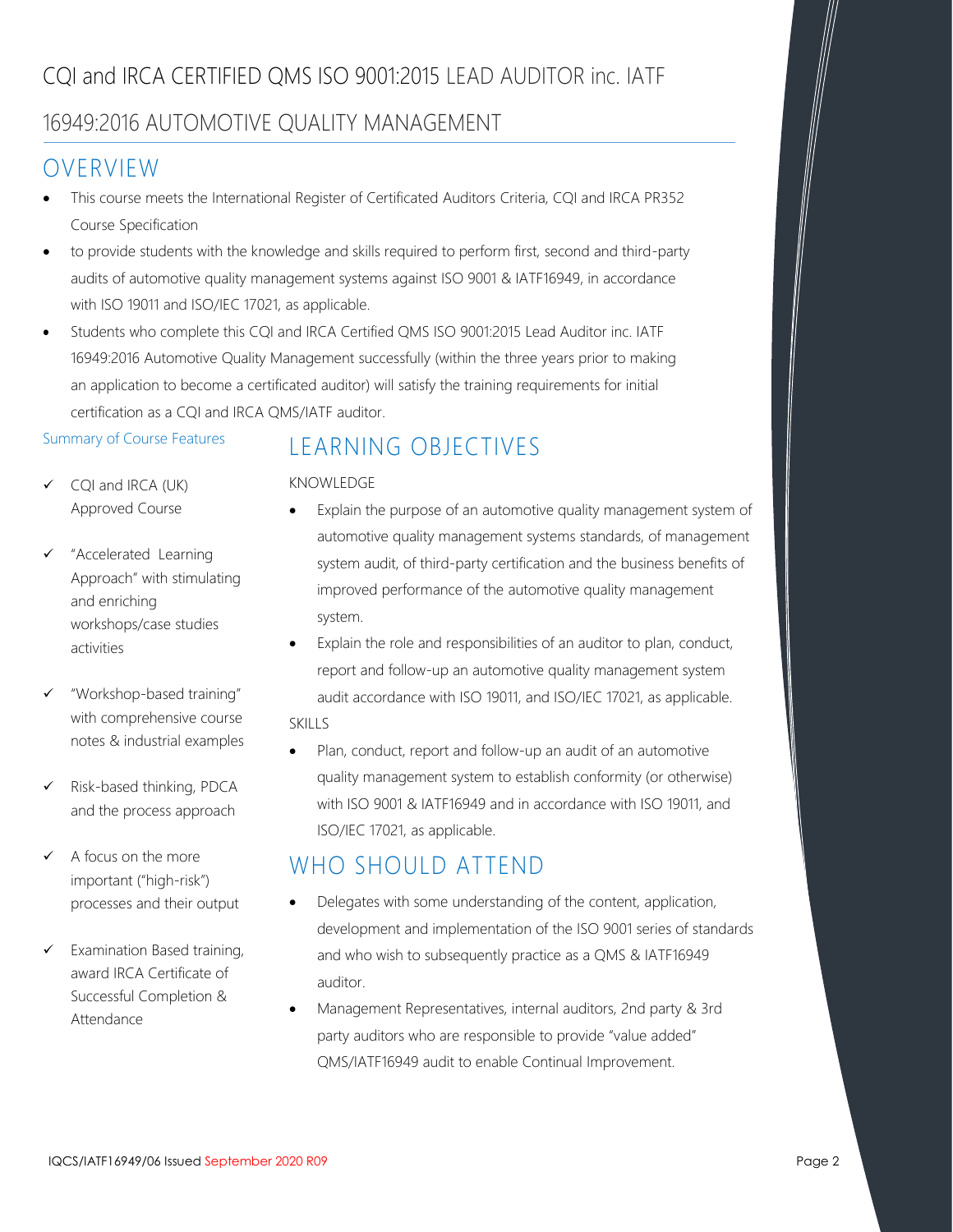# CQI and IRCA CERTIFIED QMS ISO 9001:2015 LEAD AUDITOR inc. IATF 16949:2016 AUTOMOTIVE QUALITY MANAGEMENT

## OVERVIEW

- This course meets the International Register of Certificated Auditors Criteria, CQI and IRCA PR352 Course Specification
- to provide students with the knowledge and skills required to perform first, second and third-party audits of automotive quality management systems against ISO 9001 & IATF16949, in accordance with ISO 19011 and ISO/IEC 17021, as applicable.
- Students who complete this CQI and IRCA Certified QMS ISO 9001:2015 Lead Auditor inc. IATF 16949:2016 Automotive Quality Management successfully (within the three years prior to making an application to become a certificated auditor) will satisfy the training requirements for initial certification as a CQI and IRCA QMS/IATF auditor.

### Summary of Course Features

- ✓ CQI and IRCA (UK) Approved Course
- ✓ "Accelerated Learning Approach" with stimulating and enriching workshops/case studies activities
- ✓ "Workshop-based training" with comprehensive course notes & industrial examples
- ✓ Risk-based thinking, PDCA and the process approach
- ✓ A focus on the more important ("high-risk") processes and their output
- ✓ Examination Based training, award IRCA Certificate of Successful Completion & Attendance

## LEARNING OBJECTIVES

KNOWLEDGE

- Explain the purpose of an automotive quality management system of automotive quality management systems standards, of management system audit, of third-party certification and the business benefits of improved performance of the automotive quality management system.
- Explain the role and responsibilities of an auditor to plan, conduct, report and follow-up an automotive quality management system audit accordance with ISO 19011, and ISO/IEC 17021, as applicable.

SKILLS

- Plan, conduct, report and follow-up an audit of an automotive quality management system to establish conformity (or otherwise) with ISO 9001 & IATF16949 and in accordance with ISO 19011, and ISO/IEC 17021, as applicable.

## WHO SHOULD ATTEND

- Delegates with some understanding of the content, application, development and implementation of the ISO 9001 series of standards and who wish to subsequently practice as a QMS & IATF16949 auditor.
- Management Representatives, internal auditors, 2nd party & 3rd party auditors who are responsible to provide "value added" QMS/IATF16949 audit to enable Continual Improvement.

IQCS/IATF16949/06 Issued September 2020 R09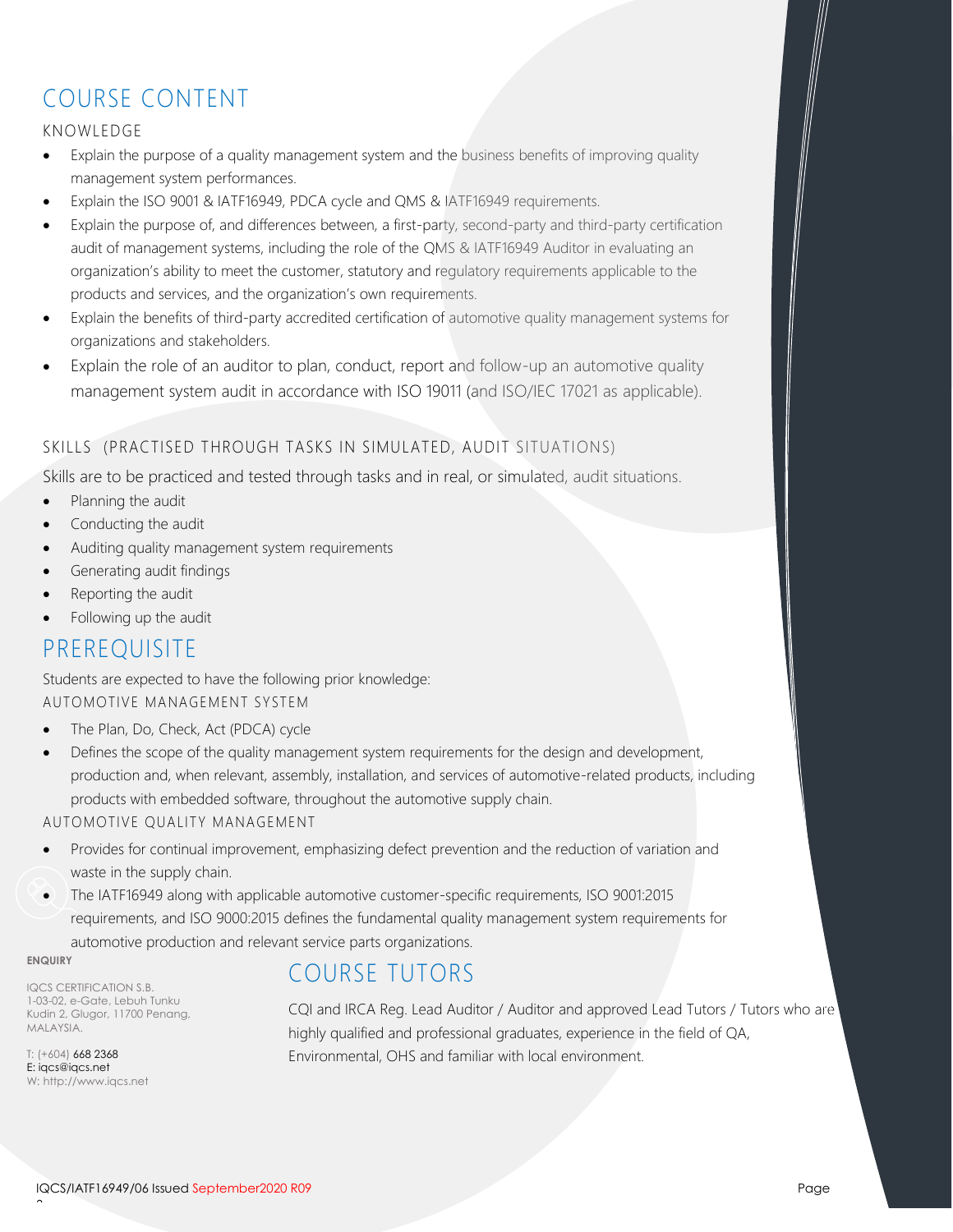# COURSE CONTENT

## KNOWLEDGE

- Explain the purpose of a quality management system and the business benefits of improving quality management system performances.
- Explain the ISO 9001 & IATF16949, PDCA cycle and QMS & IATF16949 requirements.
- Explain the purpose of, and differences between, a first-party, second-party and third-party certification audit of management systems, including the role of the QMS & IATF16949 Auditor in evaluating an organization's ability to meet the customer, statutory and regulatory requirements applicable to the products and services, and the organization's own requirements.
- Explain the benefits of third-party accredited certification of automotive quality management systems for organizations and stakeholders.
- Explain the role of an auditor to plan, conduct, report and follow-up an automotive quality management system audit in accordance with ISO 19011 (and ISO/IEC 17021 as applicable).

## SKILLS (PRACTISED THROUGH TASKS IN SIMULATED, AUDIT SITUATIONS)

Skills are to be practiced and tested through tasks and in real, or simulated, audit situations.

- Planning the audit
- Conducting the audit
- Auditing quality management system requirements
- Generating audit findings
- Reporting the audit
- Following up the audit

# PREREQUISITE

Students are expected to have the following prior knowledge:

## AUTOMOTIVE MANAGEMENT SYSTEM

- The Plan, Do, Check, Act (PDCA) cycle
- Defines the scope of the quality management system requirements for the design and development, production and, when relevant, assembly, installation, and services of automotive-related products, including products with embedded software, throughout the automotive supply chain.

## AUTOMOTIVE QUALITY MANAGEMENT

- Provides for continual improvement, emphasizing defect prevention and the reduction of variation and waste in the supply chain.
- The IATF16949 along with applicable automotive customer-specific requirements, ISO 9001:2015 requirements, and ISO 9000:2015 defines the fundamental quality management system requirements for automotive production and relevant service parts organizations.

**ENQUIRY**

IQCS CERTIFICATION S.B.
1-03-02, e-Gate, Lebuh Tunku Kudin 2, Glugor, 11700 Penang, MALAYSIA.

T: (+604) 668 2368
E: iqcs@iqcs.net
W: http://www.iqcs.net

# COURSE TUTORS

CQI and IRCA Reg. Lead Auditor / Auditor and approved Lead Tutors / Tutors who are highly qualified and professional graduates, experience in the field of QA, Environmental, OHS and familiar with local environment.

IQCS/IATF16949/06 Issued September2020 R09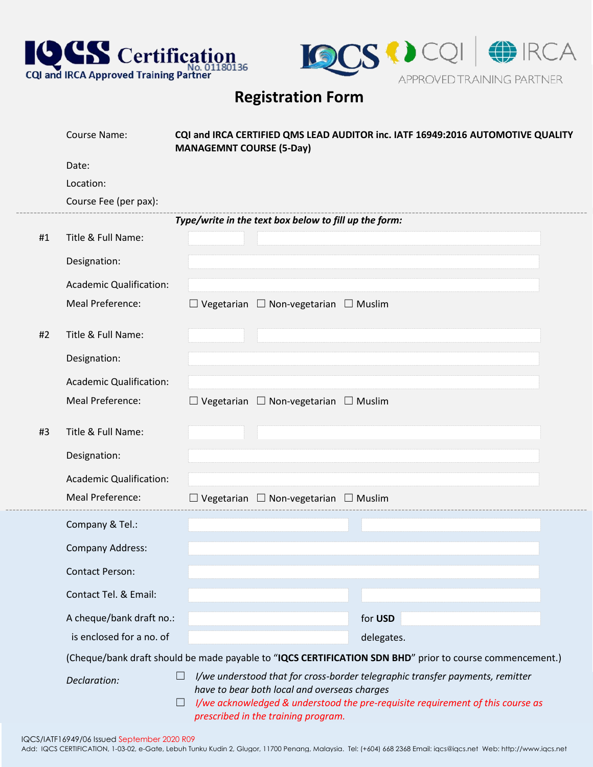IQCS Certification
No. 01180136
CQI and IRCA Approved Training Partner

IQCS CQI | IRCA
APPROVED TRAINING PARTNER

# Registration Form

| | |
|---|---|
| Course Name: | **CQI and IRCA CERTIFIED QMS LEAD AUDITOR inc. IATF 16949:2016 AUTOMOTIVE QUALITY MANAGEMNT COURSE (5-Day)** |
| Date: | |
| Location: | |
| Course Fee (per pax): | |

***Type/write in the text box below to fill up the form:***

| | | | |
|---|---|---|---|
| #1 | Title & Full Name: | | |
| | Designation: | | |
| | Academic Qualification: | | |
| | Meal Preference: | ☐ Vegetarian ☐ Non-vegetarian ☐ Muslim | |
| #2 | Title & Full Name: | | |
| | Designation: | | |
| | Academic Qualification: | | |
| | Meal Preference: | ☐ Vegetarian ☐ Non-vegetarian ☐ Muslim | |
| #3 | Title & Full Name: | | |
| | Designation: | | |
| | Academic Qualification: | | |
| | Meal Preference: | ☐ Vegetarian ☐ Non-vegetarian ☐ Muslim | |

| | | |
|---|---|---|
| Company & Tel.: | | |
| Company Address: | | |
| Contact Person: | | |
| Contact Tel. & Email: | | |
| A cheque/bank draft no.: | | for **USD** |
| is enclosed for a no. of | | delegates. |

(Cheque/bank draft should be made payable to "**IQCS CERTIFICATION SDN BHD**" prior to course commencement.)

*Declaration:*

☐ *I/we understood that for cross-border telegraphic transfer payments, remitter have to bear both local and overseas charges*

☐ *I/we acknowledged & understood the pre-requisite requirement of this course as prescribed in the training program.*

IQCS/IATF16949/06 Issued September 2020 R09

Add: IQCS CERTIFICATION, 1-03-02, e-Gate, Lebuh Tunku Kudin 2, Glugor, 11700 Penang, Malaysia. Tel: (+604) 668 2368 Email: iqcs@iqcs.net Web: http://www.iqcs.net